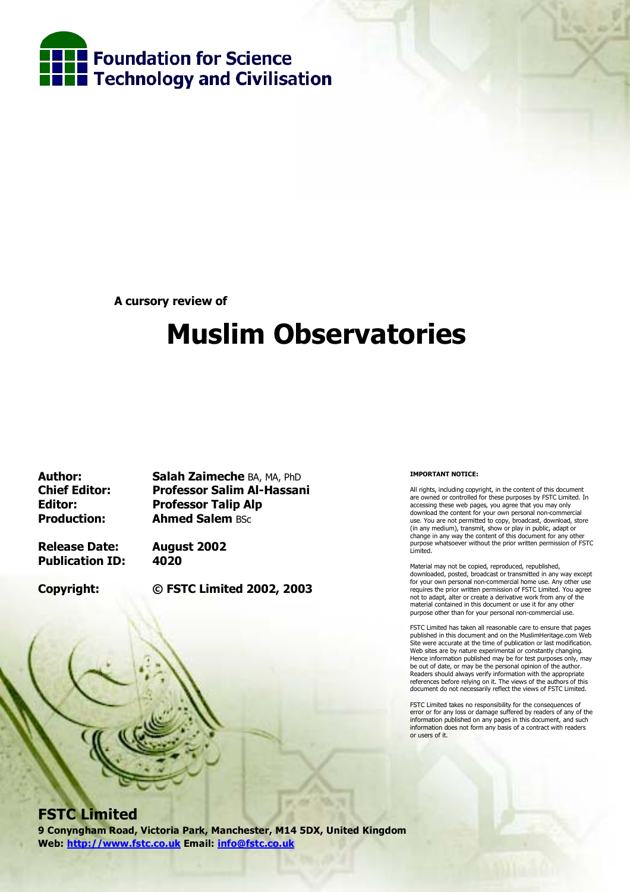**Foundation for Science Technology and Civilisation**

**A cursory review of**

# Muslim Observatories

| | |
|---|---|
| **Author:** | **Salah Zaimeche** BA, MA, PhD |
| **Chief Editor:** | **Professor Salim Al-Hassani** |
| **Editor:** | **Professor Talip Alp** |
| **Production:** | **Ahmed Salem** BSc |
| **Release Date:** | **August 2002** |
| **Publication ID:** | **4020** |
| **Copyright:** | **© FSTC Limited 2002, 2003** |

**IMPORTANT NOTICE:**

All rights, including copyright, in the content of this document are owned or controlled for these purposes by FSTC Limited. In accessing these web pages, you agree that you may only download the content for your own personal non-commercial use. You are not permitted to copy, broadcast, download, store (in any medium), transmit, show or play in public, adapt or change in any way the content of this document for any other purpose whatsoever without the prior written permission of FSTC Limited.

Material may not be copied, reproduced, republished, downloaded, posted, broadcast or transmitted in any way except for your own personal non-commercial home use. Any other use requires the prior written permission of FSTC Limited. You agree not to adapt, alter or create a derivative work from any of the material contained in this document or use it for any other purpose other than for your personal non-commercial use.

FSTC Limited has taken all reasonable care to ensure that pages published in this document and on the MuslimHeritage.com Web Site were accurate at the time of publication or last modification. Web sites are by nature experimental or constantly changing. Hence information published may be for test purposes only, may be out of date, or may be the personal opinion of the author. Readers should always verify information with the appropriate references before relying on it. The views of the authors of this document do not necessarily reflect the views of FSTC Limited.

FSTC Limited takes no responsibility for the consequences of error or for any loss or damage suffered by readers of any of the information published on any pages in this document, and such information does not form any basis of a contract with readers or users of it.

**FSTC Limited**

**9 Conyngham Road, Victoria Park, Manchester, M14 5DX, United Kingdom**

**Web: [http://www.fstc.co.uk](http://www.fstc.co.uk) Email: [info@fstc.co.uk](mailto:info@fstc.co.uk)**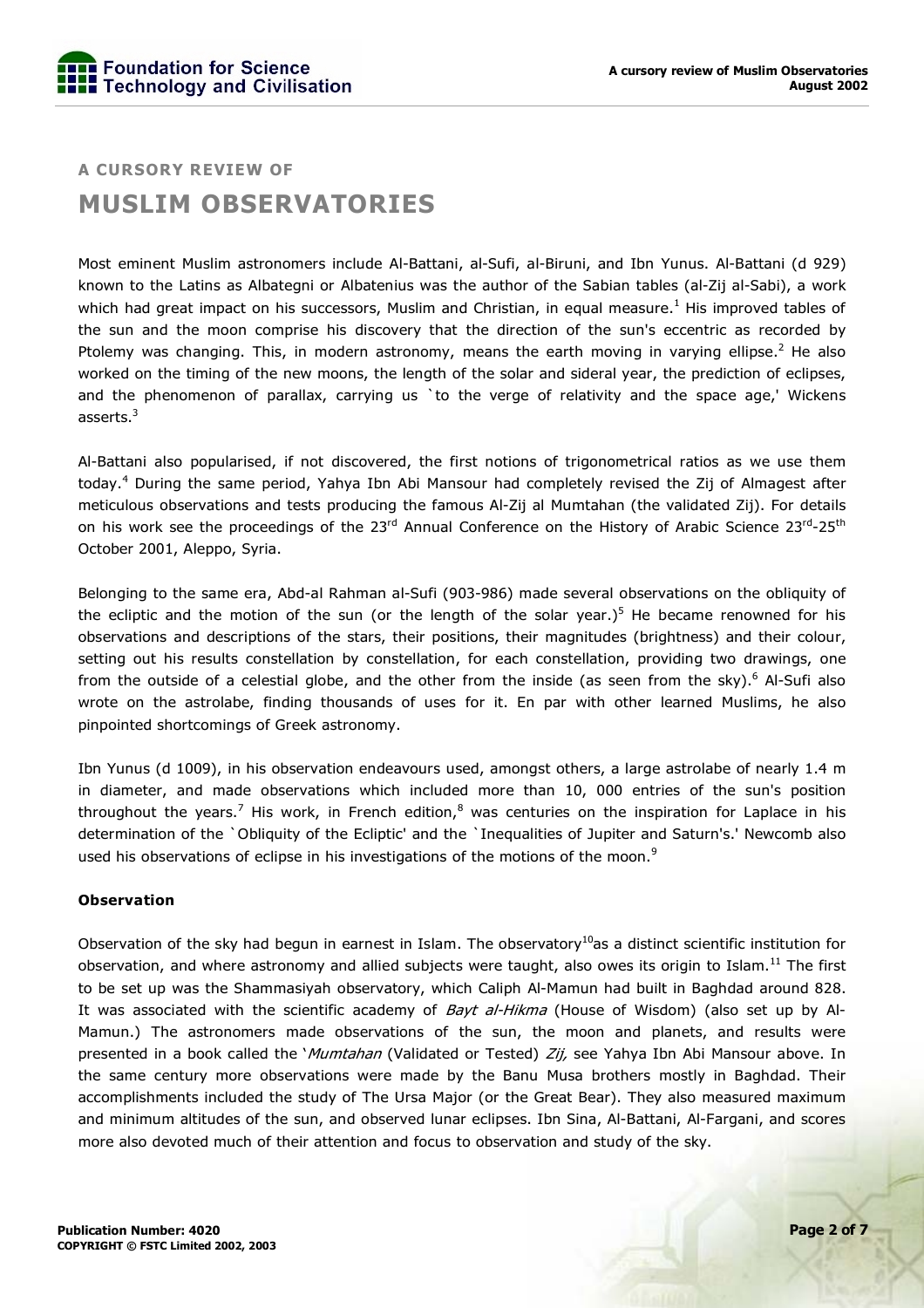# A CURSORY REVIEW OF MUSLIM OBSERVATORIES

Most eminent Muslim astronomers include Al-Battani, al-Sufi, al-Biruni, and Ibn Yunus. Al-Battani (d 929) known to the Latins as Albategni or Albatenius was the author of the Sabian tables (al-Zij al-Sabi), a work which had great impact on his successors, Muslim and Christian, in equal measure.[1] His improved tables of the sun and the moon comprise his discovery that the direction of the sun's eccentric as recorded by Ptolemy was changing. This, in modern astronomy, means the earth moving in varying ellipse.[2] He also worked on the timing of the new moons, the length of the solar and sideral year, the prediction of eclipses, and the phenomenon of parallax, carrying us `to the verge of relativity and the space age,' Wickens asserts.[3]

Al-Battani also popularised, if not discovered, the first notions of trigonometrical ratios as we use them today.[4] During the same period, Yahya Ibn Abi Mansour had completely revised the Zij of Almagest after meticulous observations and tests producing the famous Al-Zij al Mumtahan (the validated Zij). For details on his work see the proceedings of the 23rd Annual Conference on the History of Arabic Science 23rd-25th October 2001, Aleppo, Syria.

Belonging to the same era, Abd-al Rahman al-Sufi (903-986) made several observations on the obliquity of the ecliptic and the motion of the sun (or the length of the solar year.)[5] He became renowned for his observations and descriptions of the stars, their positions, their magnitudes (brightness) and their colour, setting out his results constellation by constellation, for each constellation, providing two drawings, one from the outside of a celestial globe, and the other from the inside (as seen from the sky).[6] Al-Sufi also wrote on the astrolabe, finding thousands of uses for it. En par with other learned Muslims, he also pinpointed shortcomings of Greek astronomy.

Ibn Yunus (d 1009), in his observation endeavours used, amongst others, a large astrolabe of nearly 1.4 m in diameter, and made observations which included more than 10, 000 entries of the sun's position throughout the years.[7] His work, in French edition,[8] was centuries on the inspiration for Laplace in his determination of the `Obliquity of the Ecliptic' and the `Inequalities of Jupiter and Saturn's.' Newcomb also used his observations of eclipse in his investigations of the motions of the moon.[9]

### Observation

Observation of the sky had begun in earnest in Islam. The observatory[10] as a distinct scientific institution for observation, and where astronomy and allied subjects were taught, also owes its origin to Islam.[11] The first to be set up was the Shammasiyah observatory, which Caliph Al-Mamun had built in Baghdad around 828. It was associated with the scientific academy of *Bayt al-Hikma* (House of Wisdom) (also set up by Al-Mamun.) The astronomers made observations of the sun, the moon and planets, and results were presented in a book called the '*Mumtahan* (Validated or Tested) *Zij,* see Yahya Ibn Abi Mansour above. In the same century more observations were made by the Banu Musa brothers mostly in Baghdad. Their accomplishments included the study of The Ursa Major (or the Great Bear). They also measured maximum and minimum altitudes of the sun, and observed lunar eclipses. Ibn Sina, Al-Battani, Al-Fargani, and scores more also devoted much of their attention and focus to observation and study of the sky.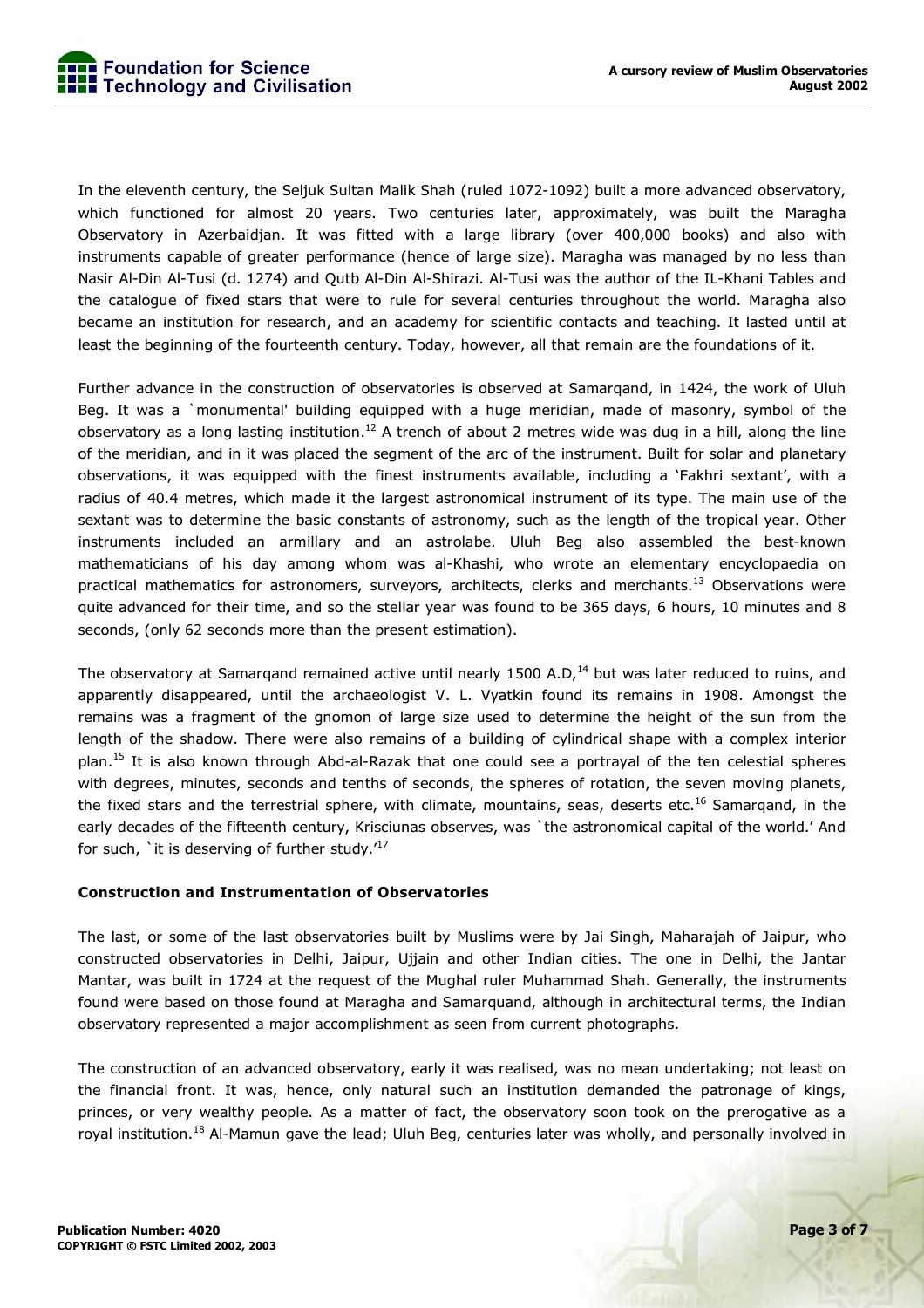In the eleventh century, the Seljuk Sultan Malik Shah (ruled 1072-1092) built a more advanced observatory, which functioned for almost 20 years. Two centuries later, approximately, was built the Maragha Observatory in Azerbaidjan. It was fitted with a large library (over 400,000 books) and also with instruments capable of greater performance (hence of large size). Maragha was managed by no less than Nasir Al-Din Al-Tusi (d. 1274) and Qutb Al-Din Al-Shirazi. Al-Tusi was the author of the IL-Khani Tables and the catalogue of fixed stars that were to rule for several centuries throughout the world. Maragha also became an institution for research, and an academy for scientific contacts and teaching. It lasted until at least the beginning of the fourteenth century. Today, however, all that remain are the foundations of it.

Further advance in the construction of observatories is observed at Samarqand, in 1424, the work of Uluh Beg. It was a `monumental' building equipped with a huge meridian, made of masonry, symbol of the observatory as a long lasting institution.[12] A trench of about 2 metres wide was dug in a hill, along the line of the meridian, and in it was placed the segment of the arc of the instrument. Built for solar and planetary observations, it was equipped with the finest instruments available, including a 'Fakhri sextant', with a radius of 40.4 metres, which made it the largest astronomical instrument of its type. The main use of the sextant was to determine the basic constants of astronomy, such as the length of the tropical year. Other instruments included an armillary and an astrolabe. Uluh Beg also assembled the best-known mathematicians of his day among whom was al-Khashi, who wrote an elementary encyclopaedia on practical mathematics for astronomers, surveyors, architects, clerks and merchants.[13] Observations were quite advanced for their time, and so the stellar year was found to be 365 days, 6 hours, 10 minutes and 8 seconds, (only 62 seconds more than the present estimation).

The observatory at Samarqand remained active until nearly 1500 A.D,[14] but was later reduced to ruins, and apparently disappeared, until the archaeologist V. L. Vyatkin found its remains in 1908. Amongst the remains was a fragment of the gnomon of large size used to determine the height of the sun from the length of the shadow. There were also remains of a building of cylindrical shape with a complex interior plan.[15] It is also known through Abd-al-Razak that one could see a portrayal of the ten celestial spheres with degrees, minutes, seconds and tenths of seconds, the spheres of rotation, the seven moving planets, the fixed stars and the terrestrial sphere, with climate, mountains, seas, deserts etc.[16] Samarqand, in the early decades of the fifteenth century, Krisciunas observes, was `the astronomical capital of the world.' And for such, `it is deserving of further study.'[17]

### Construction and Instrumentation of Observatories

The last, or some of the last observatories built by Muslims were by Jai Singh, Maharajah of Jaipur, who constructed observatories in Delhi, Jaipur, Ujjain and other Indian cities. The one in Delhi, the Jantar Mantar, was built in 1724 at the request of the Mughal ruler Muhammad Shah. Generally, the instruments found were based on those found at Maragha and Samarquand, although in architectural terms, the Indian observatory represented a major accomplishment as seen from current photographs.

The construction of an advanced observatory, early it was realised, was no mean undertaking; not least on the financial front. It was, hence, only natural such an institution demanded the patronage of kings, princes, or very wealthy people. As a matter of fact, the observatory soon took on the prerogative as a royal institution.[18] Al-Mamun gave the lead; Uluh Beg, centuries later was wholly, and personally involved in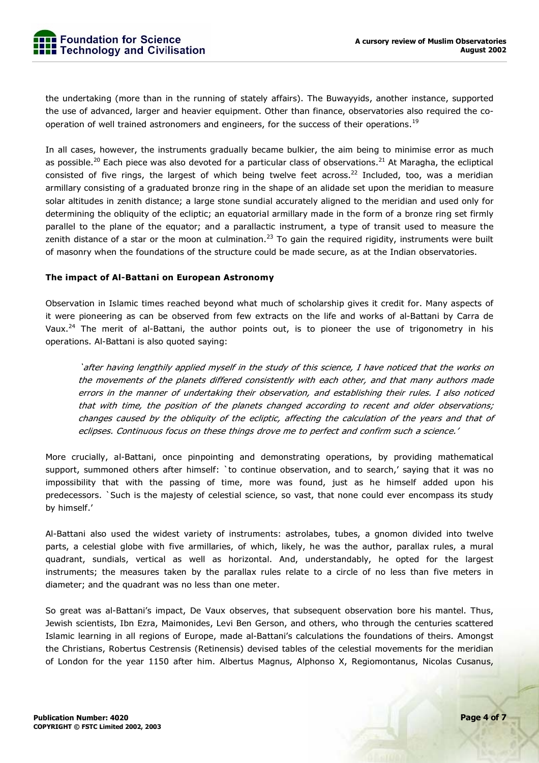the undertaking (more than in the running of stately affairs). The Buwayyids, another instance, supported the use of advanced, larger and heavier equipment. Other than finance, observatories also required the co-operation of well trained astronomers and engineers, for the success of their operations.[19]

In all cases, however, the instruments gradually became bulkier, the aim being to minimise error as much as possible.[20] Each piece was also devoted for a particular class of observations.[21] At Maragha, the ecliptical consisted of five rings, the largest of which being twelve feet across.[22] Included, too, was a meridian armillary consisting of a graduated bronze ring in the shape of an alidade set upon the meridian to measure solar altitudes in zenith distance; a large stone sundial accurately aligned to the meridian and used only for determining the obliquity of the ecliptic; an equatorial armillary made in the form of a bronze ring set firmly parallel to the plane of the equator; and a parallactic instrument, a type of transit used to measure the zenith distance of a star or the moon at culmination.[23] To gain the required rigidity, instruments were built of masonry when the foundations of the structure could be made secure, as at the Indian observatories.

**The impact of Al-Battani on European Astronomy**

Observation in Islamic times reached beyond what much of scholarship gives it credit for. Many aspects of it were pioneering as can be observed from few extracts on the life and works of al-Battani by Carra de Vaux.[24] The merit of al-Battani, the author points out, is to pioneer the use of trigonometry in his operations. Al-Battani is also quoted saying:

> *`after having lengthily applied myself in the study of this science, I have noticed that the works on the movements of the planets differed consistently with each other, and that many authors made errors in the manner of undertaking their observation, and establishing their rules. I also noticed that with time, the position of the planets changed according to recent and older observations; changes caused by the obliquity of the ecliptic, affecting the calculation of the years and that of eclipses. Continuous focus on these things drove me to perfect and confirm such a science.'*

More crucially, al-Battani, once pinpointing and demonstrating operations, by providing mathematical support, summoned others after himself: `to continue observation, and to search,' saying that it was no impossibility that with the passing of time, more was found, just as he himself added upon his predecessors. `Such is the majesty of celestial science, so vast, that none could ever encompass its study by himself.'

Al-Battani also used the widest variety of instruments: astrolabes, tubes, a gnomon divided into twelve parts, a celestial globe with five armillaries, of which, likely, he was the author, parallax rules, a mural quadrant, sundials, vertical as well as horizontal. And, understandably, he opted for the largest instruments; the measures taken by the parallax rules relate to a circle of no less than five meters in diameter; and the quadrant was no less than one meter.

So great was al-Battani's impact, De Vaux observes, that subsequent observation bore his mantel. Thus, Jewish scientists, Ibn Ezra, Maimonides, Levi Ben Gerson, and others, who through the centuries scattered Islamic learning in all regions of Europe, made al-Battani's calculations the foundations of theirs. Amongst the Christians, Robertus Cestrensis (Retinensis) devised tables of the celestial movements for the meridian of London for the year 1150 after him. Albertus Magnus, Alphonso X, Regiomontanus, Nicolas Cusanus,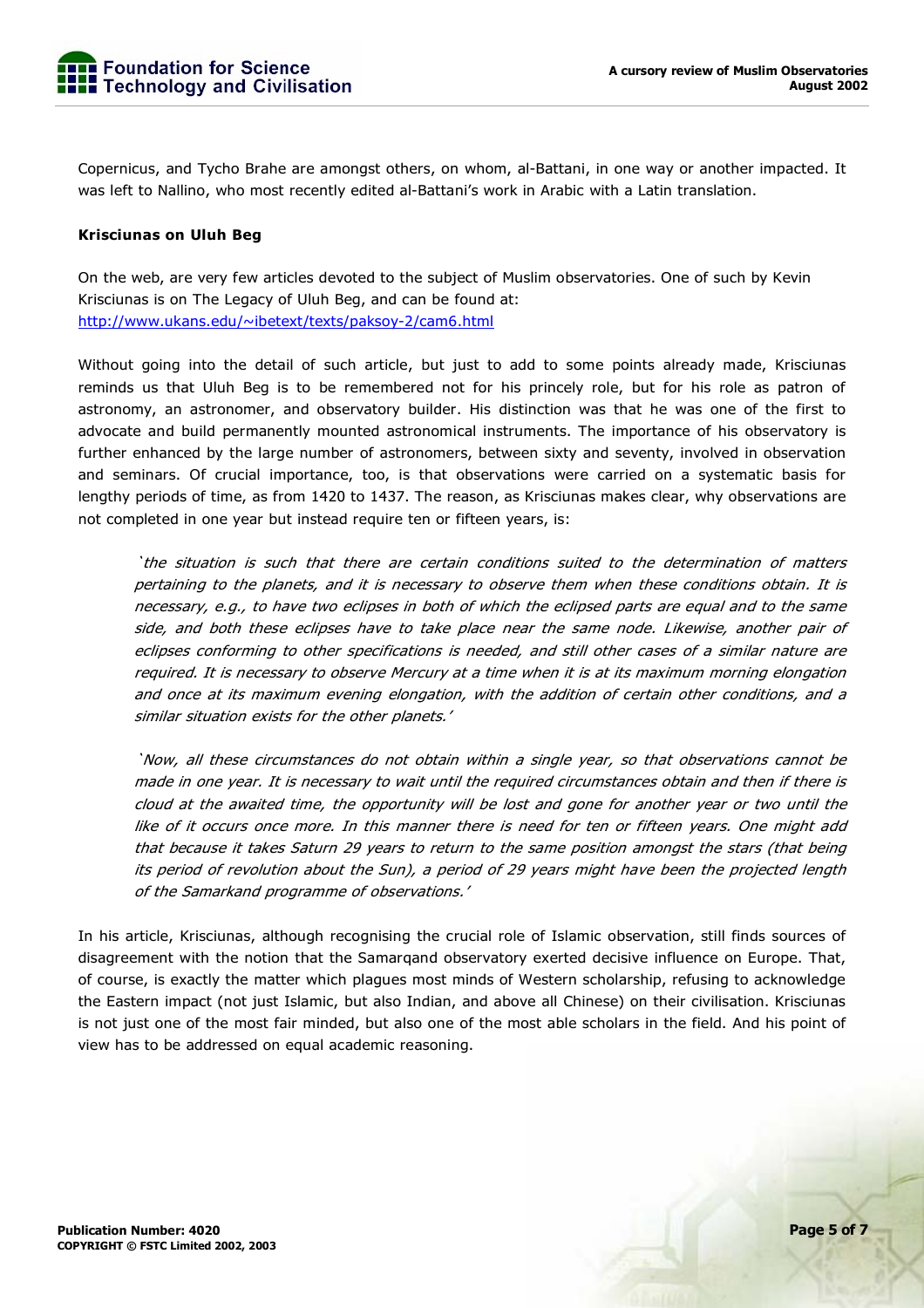Copernicus, and Tycho Brahe are amongst others, on whom, al-Battani, in one way or another impacted. It was left to Nallino, who most recently edited al-Battani's work in Arabic with a Latin translation.

**Krisciunas on Uluh Beg**

On the web, are very few articles devoted to the subject of Muslim observatories. One of such by Kevin Krisciunas is on The Legacy of Uluh Beg, and can be found at: http://www.ukans.edu/~ibetext/texts/paksoy-2/cam6.html

Without going into the detail of such article, but just to add to some points already made, Krisciunas reminds us that Uluh Beg is to be remembered not for his princely role, but for his role as patron of astronomy, an astronomer, and observatory builder. His distinction was that he was one of the first to advocate and build permanently mounted astronomical instruments. The importance of his observatory is further enhanced by the large number of astronomers, between sixty and seventy, involved in observation and seminars. Of crucial importance, too, is that observations were carried on a systematic basis for lengthy periods of time, as from 1420 to 1437. The reason, as Krisciunas makes clear, why observations are not completed in one year but instead require ten or fifteen years, is:

> *'the situation is such that there are certain conditions suited to the determination of matters pertaining to the planets, and it is necessary to observe them when these conditions obtain. It is necessary, e.g., to have two eclipses in both of which the eclipsed parts are equal and to the same side, and both these eclipses have to take place near the same node. Likewise, another pair of eclipses conforming to other specifications is needed, and still other cases of a similar nature are required. It is necessary to observe Mercury at a time when it is at its maximum morning elongation and once at its maximum evening elongation, with the addition of certain other conditions, and a similar situation exists for the other planets.'*
>
> *'Now, all these circumstances do not obtain within a single year, so that observations cannot be made in one year. It is necessary to wait until the required circumstances obtain and then if there is cloud at the awaited time, the opportunity will be lost and gone for another year or two until the like of it occurs once more. In this manner there is need for ten or fifteen years. One might add that because it takes Saturn 29 years to return to the same position amongst the stars (that being its period of revolution about the Sun), a period of 29 years might have been the projected length of the Samarkand programme of observations.'*

In his article, Krisciunas, although recognising the crucial role of Islamic observation, still finds sources of disagreement with the notion that the Samarqand observatory exerted decisive influence on Europe. That, of course, is exactly the matter which plagues most minds of Western scholarship, refusing to acknowledge the Eastern impact (not just Islamic, but also Indian, and above all Chinese) on their civilisation. Krisciunas is not just one of the most fair minded, but also one of the most able scholars in the field. And his point of view has to be addressed on equal academic reasoning.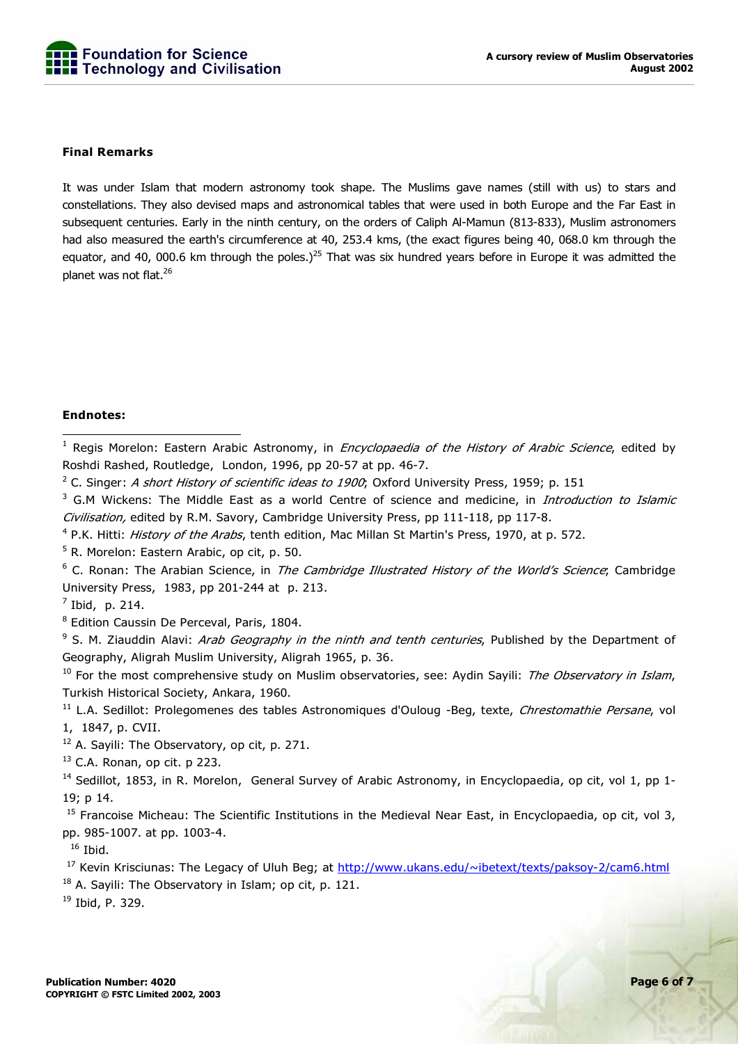**Final Remarks**

It was under Islam that modern astronomy took shape. The Muslims gave names (still with us) to stars and constellations. They also devised maps and astronomical tables that were used in both Europe and the Far East in subsequent centuries. Early in the ninth century, on the orders of Caliph Al-Mamun (813-833), Muslim astronomers had also measured the earth's circumference at 40, 253.4 kms, (the exact figures being 40, 068.0 km through the equator, and 40, 000.6 km through the poles.)[25] That was six hundred years before in Europe it was admitted the planet was not flat.[26]

**Endnotes:**

[1] Regis Morelon: Eastern Arabic Astronomy, in *Encyclopaedia of the History of Arabic Science*, edited by Roshdi Rashed, Routledge, London, 1996, pp 20-57 at pp. 46-7.

[2] C. Singer: *A short History of scientific ideas to 1900*; Oxford University Press, 1959; p. 151

[3] G.M Wickens: The Middle East as a world Centre of science and medicine, in *Introduction to Islamic Civilisation,* edited by R.M. Savory, Cambridge University Press, pp 111-118, pp 117-8.

[4] P.K. Hitti: *History of the Arabs*, tenth edition, Mac Millan St Martin's Press, 1970, at p. 572.

[5] R. Morelon: Eastern Arabic, op cit, p. 50.

[6] C. Ronan: The Arabian Science, in *The Cambridge Illustrated History of the World's Science*; Cambridge University Press, 1983, pp 201-244 at p. 213.

[7] Ibid, p. 214.

[8] Edition Caussin De Perceval, Paris, 1804.

[9] S. M. Ziauddin Alavi: *Arab Geography in the ninth and tenth centuries*, Published by the Department of Geography, Aligrah Muslim University, Aligrah 1965, p. 36.

[10] For the most comprehensive study on Muslim observatories, see: Aydin Sayili: *The Observatory in Islam*, Turkish Historical Society, Ankara, 1960.

[11] L.A. Sedillot: Prolegomenes des tables Astronomiques d'Ouloug -Beg, texte, *Chrestomathie Persane*, vol 1, 1847, p. CVII.

[12] A. Sayili: The Observatory, op cit, p. 271.

[13] C.A. Ronan, op cit. p 223.

[14] Sedillot, 1853, in R. Morelon, General Survey of Arabic Astronomy, in Encyclopaedia, op cit, vol 1, pp 1-19; p 14.

[15] Francoise Micheau: The Scientific Institutions in the Medieval Near East, in Encyclopaedia, op cit, vol 3, pp. 985-1007. at pp. 1003-4.

[16] Ibid.

[17] Kevin Krisciunas: The Legacy of Uluh Beg; at http://www.ukans.edu/~ibetext/texts/paksoy-2/cam6.html

[18] A. Sayili: The Observatory in Islam; op cit, p. 121.

[19] Ibid, P. 329.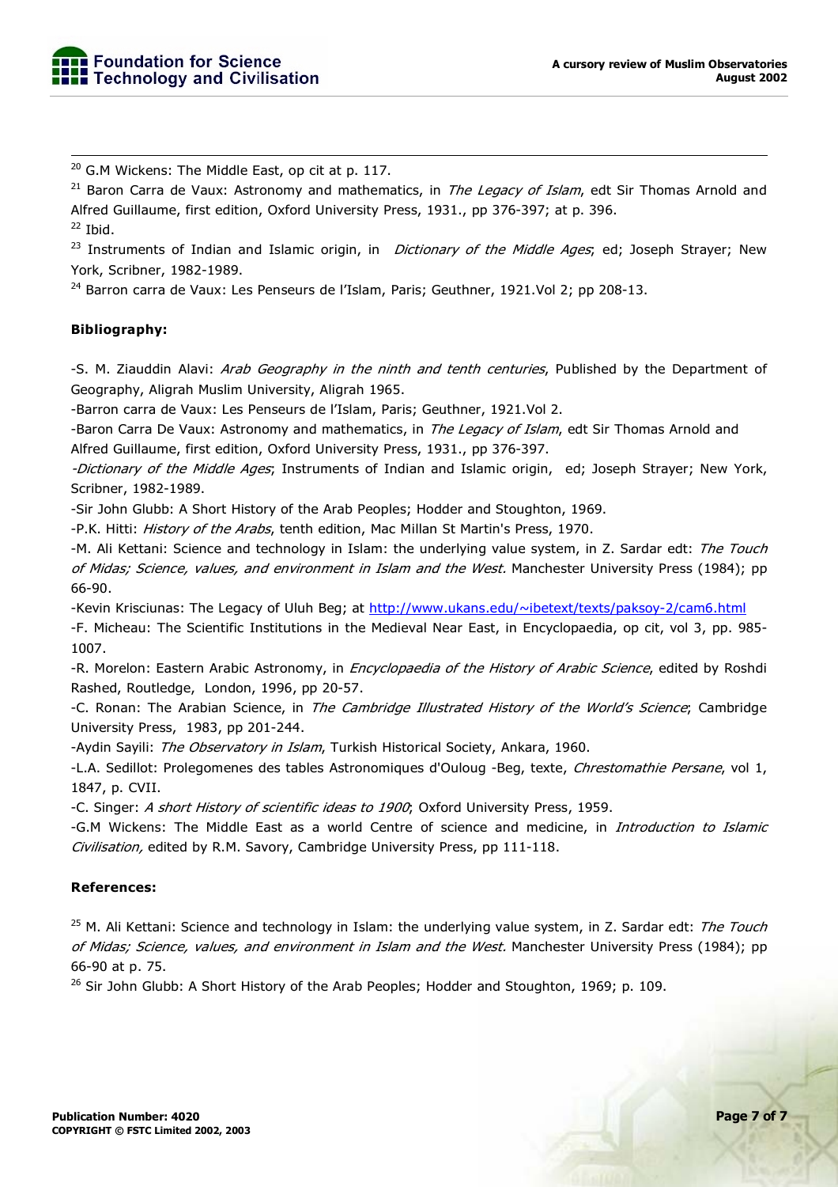[20] G.M Wickens: The Middle East, op cit at p. 117.

[21] Baron Carra de Vaux: Astronomy and mathematics, in *The Legacy of Islam*, edt Sir Thomas Arnold and Alfred Guillaume, first edition, Oxford University Press, 1931., pp 376-397; at p. 396.

[22] Ibid.

[23] Instruments of Indian and Islamic origin, in *Dictionary of the Middle Ages*; ed; Joseph Strayer; New York, Scribner, 1982-1989.

[24] Barron carra de Vaux: Les Penseurs de l'Islam, Paris; Geuthner, 1921.Vol 2; pp 208-13.

**Bibliography:**

-S. M. Ziauddin Alavi: *Arab Geography in the ninth and tenth centuries*, Published by the Department of Geography, Aligrah Muslim University, Aligrah 1965.

-Barron carra de Vaux: Les Penseurs de l'Islam, Paris; Geuthner, 1921.Vol 2.

-Baron Carra De Vaux: Astronomy and mathematics, in *The Legacy of Islam*, edt Sir Thomas Arnold and Alfred Guillaume, first edition, Oxford University Press, 1931., pp 376-397.

-*Dictionary of the Middle Ages*; Instruments of Indian and Islamic origin, ed; Joseph Strayer; New York, Scribner, 1982-1989.

-Sir John Glubb: A Short History of the Arab Peoples; Hodder and Stoughton, 1969.

-P.K. Hitti: *History of the Arabs*, tenth edition, Mac Millan St Martin's Press, 1970.

-M. Ali Kettani: Science and technology in Islam: the underlying value system, in Z. Sardar edt: *The Touch of Midas; Science, values, and environment in Islam and the West.* Manchester University Press (1984); pp 66-90.

-Kevin Krisciunas: The Legacy of Uluh Beg; at http://www.ukans.edu/~ibetext/texts/paksoy-2/cam6.html

-F. Micheau: The Scientific Institutions in the Medieval Near East, in Encyclopaedia, op cit, vol 3, pp. 985-1007.

-R. Morelon: Eastern Arabic Astronomy, in *Encyclopaedia of the History of Arabic Science*, edited by Roshdi Rashed, Routledge, London, 1996, pp 20-57.

-C. Ronan: The Arabian Science, in *The Cambridge Illustrated History of the World's Science*; Cambridge University Press, 1983, pp 201-244.

-Aydin Sayili: *The Observatory in Islam*, Turkish Historical Society, Ankara, 1960.

-L.A. Sedillot: Prolegomenes des tables Astronomiques d'Ouloug -Beg, texte, *Chrestomathie Persane*, vol 1, 1847, p. CVII.

-C. Singer: *A short History of scientific ideas to 1900*; Oxford University Press, 1959.

-G.M Wickens: The Middle East as a world Centre of science and medicine, in *Introduction to Islamic Civilisation,* edited by R.M. Savory, Cambridge University Press, pp 111-118.

**References:**

[25] M. Ali Kettani: Science and technology in Islam: the underlying value system, in Z. Sardar edt: *The Touch of Midas; Science, values, and environment in Islam and the West.* Manchester University Press (1984); pp 66-90 at p. 75.

[26] Sir John Glubb: A Short History of the Arab Peoples; Hodder and Stoughton, 1969; p. 109.